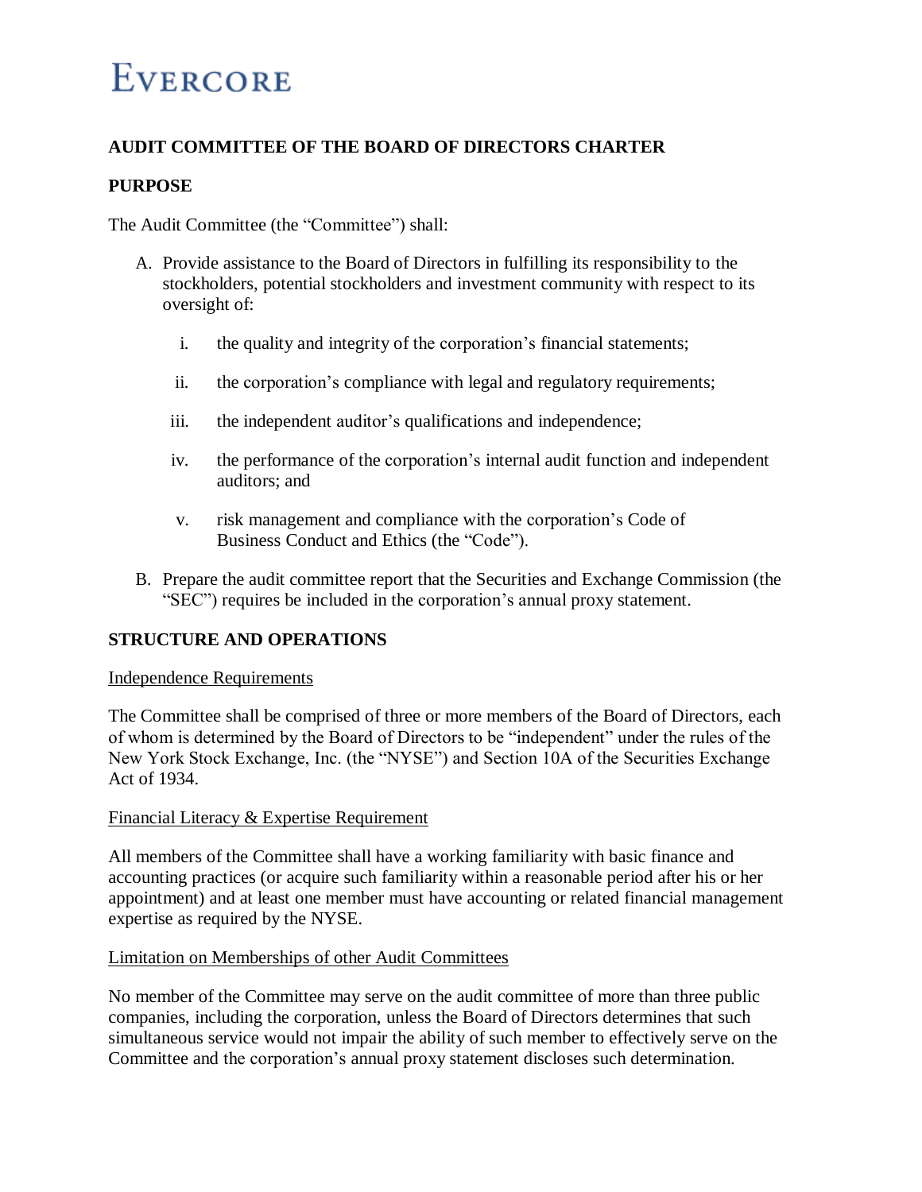# EVERCORE

## AUDIT COMMITTEE OF THE BOARD OF DIRECTORS CHARTER

## PURPOSE

The Audit Committee (the "Committee") shall:

A. Provide assistance to the Board of Directors in fulfilling its responsibility to the stockholders, potential stockholders and investment community with respect to its oversight of:

   i. the quality and integrity of the corporation's financial statements;

   ii. the corporation's compliance with legal and regulatory requirements;

   iii. the independent auditor's qualifications and independence;

   iv. the performance of the corporation's internal audit function and independent auditors; and

   v. risk management and compliance with the corporation's Code of Business Conduct and Ethics (the "Code").

B. Prepare the audit committee report that the Securities and Exchange Commission (the "SEC") requires be included in the corporation's annual proxy statement.

## STRUCTURE AND OPERATIONS

### Independence Requirements

The Committee shall be comprised of three or more members of the Board of Directors, each of whom is determined by the Board of Directors to be "independent" under the rules of the New York Stock Exchange, Inc. (the "NYSE") and Section 10A of the Securities Exchange Act of 1934.

### Financial Literacy & Expertise Requirement

All members of the Committee shall have a working familiarity with basic finance and accounting practices (or acquire such familiarity within a reasonable period after his or her appointment) and at least one member must have accounting or related financial management expertise as required by the NYSE.

### Limitation on Memberships of other Audit Committees

No member of the Committee may serve on the audit committee of more than three public companies, including the corporation, unless the Board of Directors determines that such simultaneous service would not impair the ability of such member to effectively serve on the Committee and the corporation's annual proxy statement discloses such determination.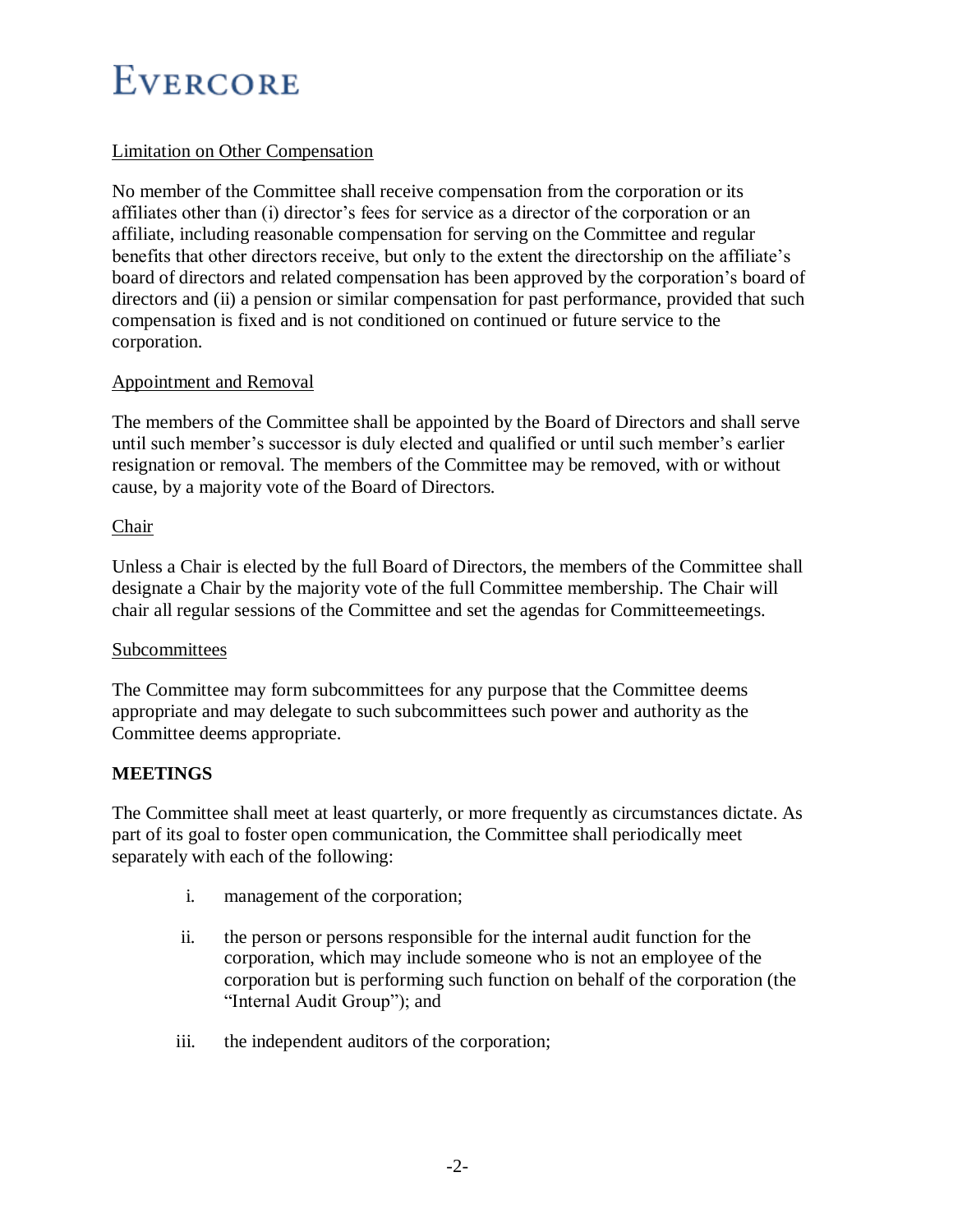Limitation on Other Compensation

No member of the Committee shall receive compensation from the corporation or its affiliates other than (i) director's fees for service as a director of the corporation or an affiliate, including reasonable compensation for serving on the Committee and regular benefits that other directors receive, but only to the extent the directorship on the affiliate's board of directors and related compensation has been approved by the corporation's board of directors and (ii) a pension or similar compensation for past performance, provided that such compensation is fixed and is not conditioned on continued or future service to the corporation.

Appointment and Removal

The members of the Committee shall be appointed by the Board of Directors and shall serve until such member's successor is duly elected and qualified or until such member's earlier resignation or removal. The members of the Committee may be removed, with or without cause, by a majority vote of the Board of Directors.

Chair

Unless a Chair is elected by the full Board of Directors, the members of the Committee shall designate a Chair by the majority vote of the full Committee membership. The Chair will chair all regular sessions of the Committee and set the agendas for Committeemeetings.

Subcommittees

The Committee may form subcommittees for any purpose that the Committee deems appropriate and may delegate to such subcommittees such power and authority as the Committee deems appropriate.

**MEETINGS**

The Committee shall meet at least quarterly, or more frequently as circumstances dictate. As part of its goal to foster open communication, the Committee shall periodically meet separately with each of the following:

i. management of the corporation;

ii. the person or persons responsible for the internal audit function for the corporation, which may include someone who is not an employee of the corporation but is performing such function on behalf of the corporation (the "Internal Audit Group"); and

iii. the independent auditors of the corporation;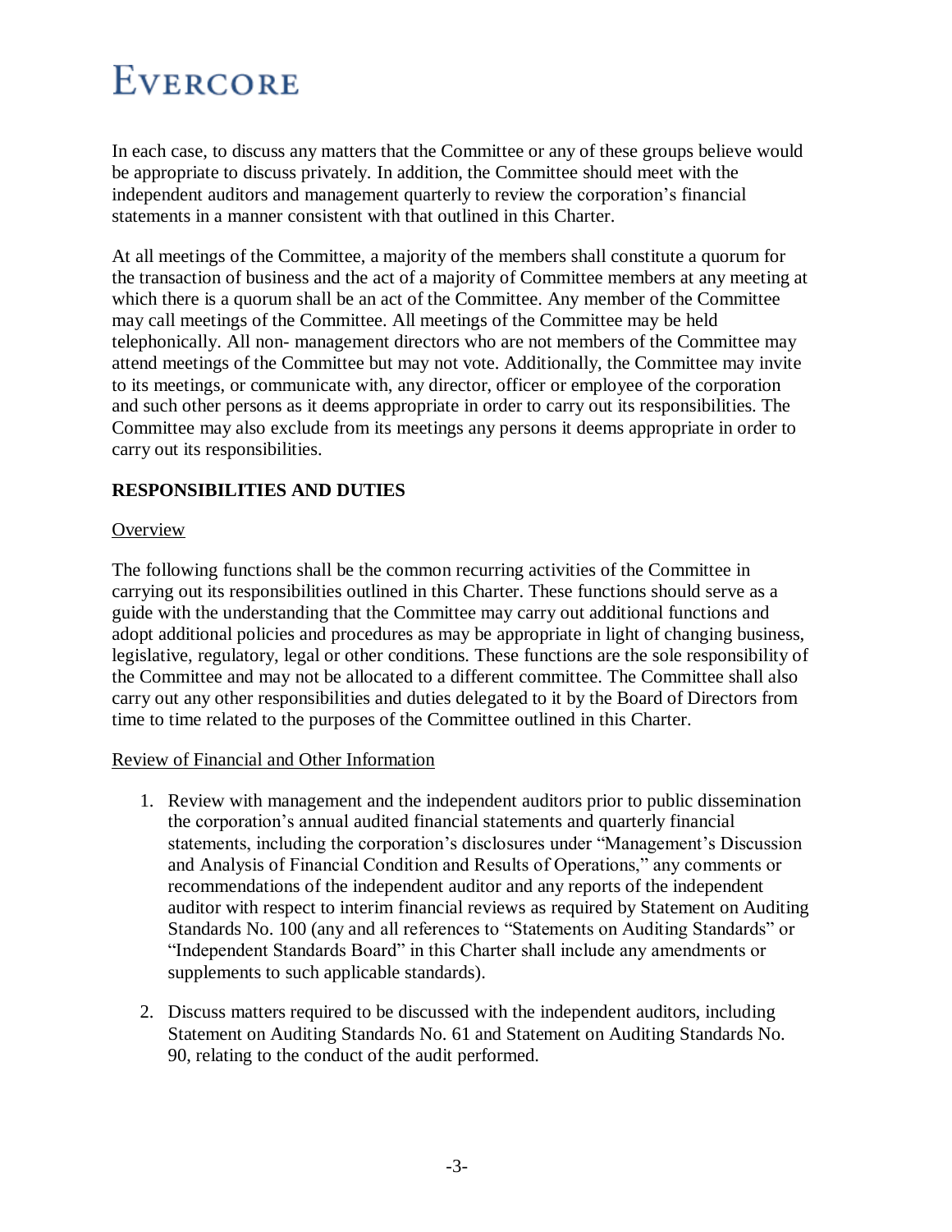In each case, to discuss any matters that the Committee or any of these groups believe would be appropriate to discuss privately. In addition, the Committee should meet with the independent auditors and management quarterly to review the corporation's financial statements in a manner consistent with that outlined in this Charter.

At all meetings of the Committee, a majority of the members shall constitute a quorum for the transaction of business and the act of a majority of Committee members at any meeting at which there is a quorum shall be an act of the Committee. Any member of the Committee may call meetings of the Committee. All meetings of the Committee may be held telephonically. All non- management directors who are not members of the Committee may attend meetings of the Committee but may not vote. Additionally, the Committee may invite to its meetings, or communicate with, any director, officer or employee of the corporation and such other persons as it deems appropriate in order to carry out its responsibilities. The Committee may also exclude from its meetings any persons it deems appropriate in order to carry out its responsibilities.

## RESPONSIBILITIES AND DUTIES

### Overview

The following functions shall be the common recurring activities of the Committee in carrying out its responsibilities outlined in this Charter. These functions should serve as a guide with the understanding that the Committee may carry out additional functions and adopt additional policies and procedures as may be appropriate in light of changing business, legislative, regulatory, legal or other conditions. These functions are the sole responsibility of the Committee and may not be allocated to a different committee. The Committee shall also carry out any other responsibilities and duties delegated to it by the Board of Directors from time to time related to the purposes of the Committee outlined in this Charter.

### Review of Financial and Other Information

1. Review with management and the independent auditors prior to public dissemination the corporation's annual audited financial statements and quarterly financial statements, including the corporation's disclosures under "Management's Discussion and Analysis of Financial Condition and Results of Operations," any comments or recommendations of the independent auditor and any reports of the independent auditor with respect to interim financial reviews as required by Statement on Auditing Standards No. 100 (any and all references to "Statements on Auditing Standards" or "Independent Standards Board" in this Charter shall include any amendments or supplements to such applicable standards).

2. Discuss matters required to be discussed with the independent auditors, including Statement on Auditing Standards No. 61 and Statement on Auditing Standards No. 90, relating to the conduct of the audit performed.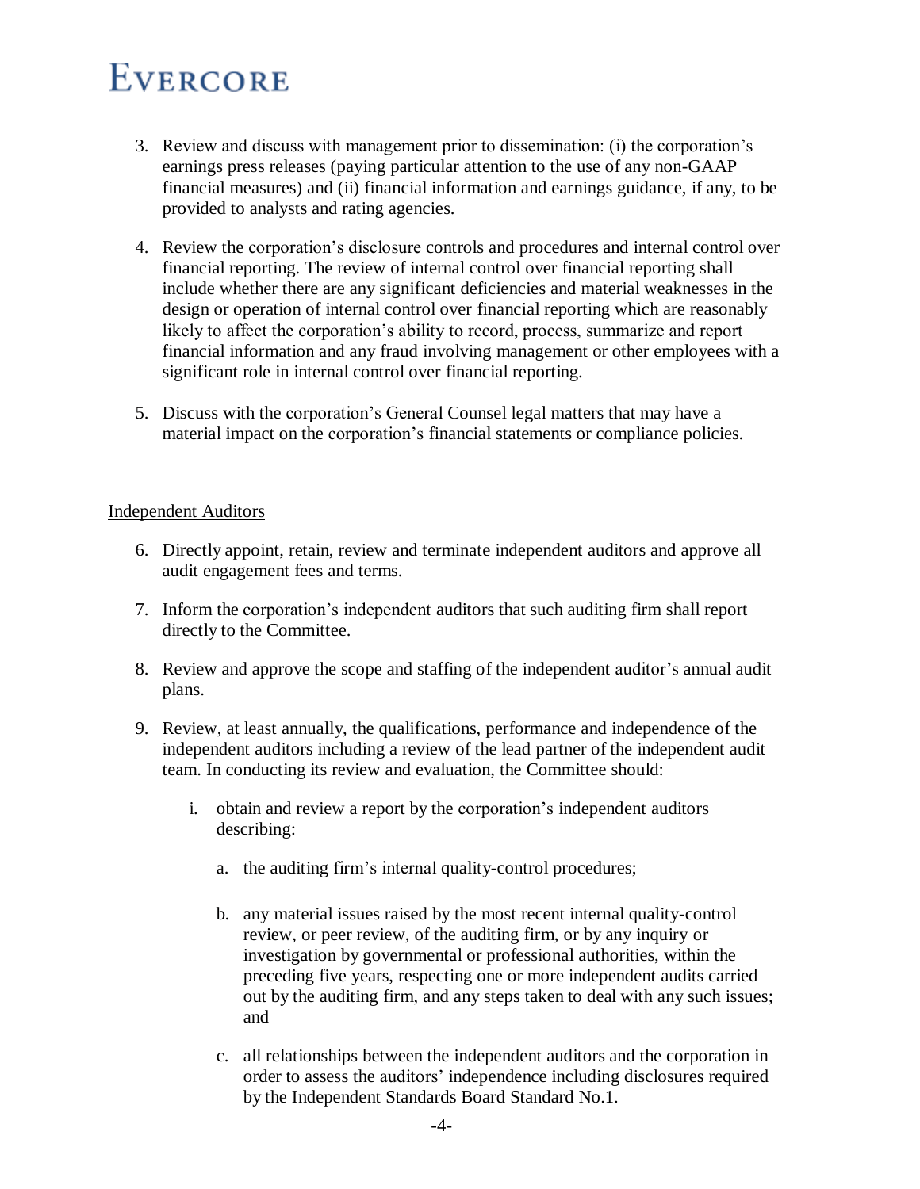3. Review and discuss with management prior to dissemination: (i) the corporation's earnings press releases (paying particular attention to the use of any non-GAAP financial measures) and (ii) financial information and earnings guidance, if any, to be provided to analysts and rating agencies.

4. Review the corporation's disclosure controls and procedures and internal control over financial reporting. The review of internal control over financial reporting shall include whether there are any significant deficiencies and material weaknesses in the design or operation of internal control over financial reporting which are reasonably likely to affect the corporation's ability to record, process, summarize and report financial information and any fraud involving management or other employees with a significant role in internal control over financial reporting.

5. Discuss with the corporation's General Counsel legal matters that may have a material impact on the corporation's financial statements or compliance policies.

<u>Independent Auditors</u>

6. Directly appoint, retain, review and terminate independent auditors and approve all audit engagement fees and terms.

7. Inform the corporation's independent auditors that such auditing firm shall report directly to the Committee.

8. Review and approve the scope and staffing of the independent auditor's annual audit plans.

9. Review, at least annually, the qualifications, performance and independence of the independent auditors including a review of the lead partner of the independent audit team. In conducting its review and evaluation, the Committee should:

   i. obtain and review a report by the corporation's independent auditors describing:

      a. the auditing firm's internal quality-control procedures;

      b. any material issues raised by the most recent internal quality-control review, or peer review, of the auditing firm, or by any inquiry or investigation by governmental or professional authorities, within the preceding five years, respecting one or more independent audits carried out by the auditing firm, and any steps taken to deal with any such issues; and

      c. all relationships between the independent auditors and the corporation in order to assess the auditors' independence including disclosures required by the Independent Standards Board Standard No.1.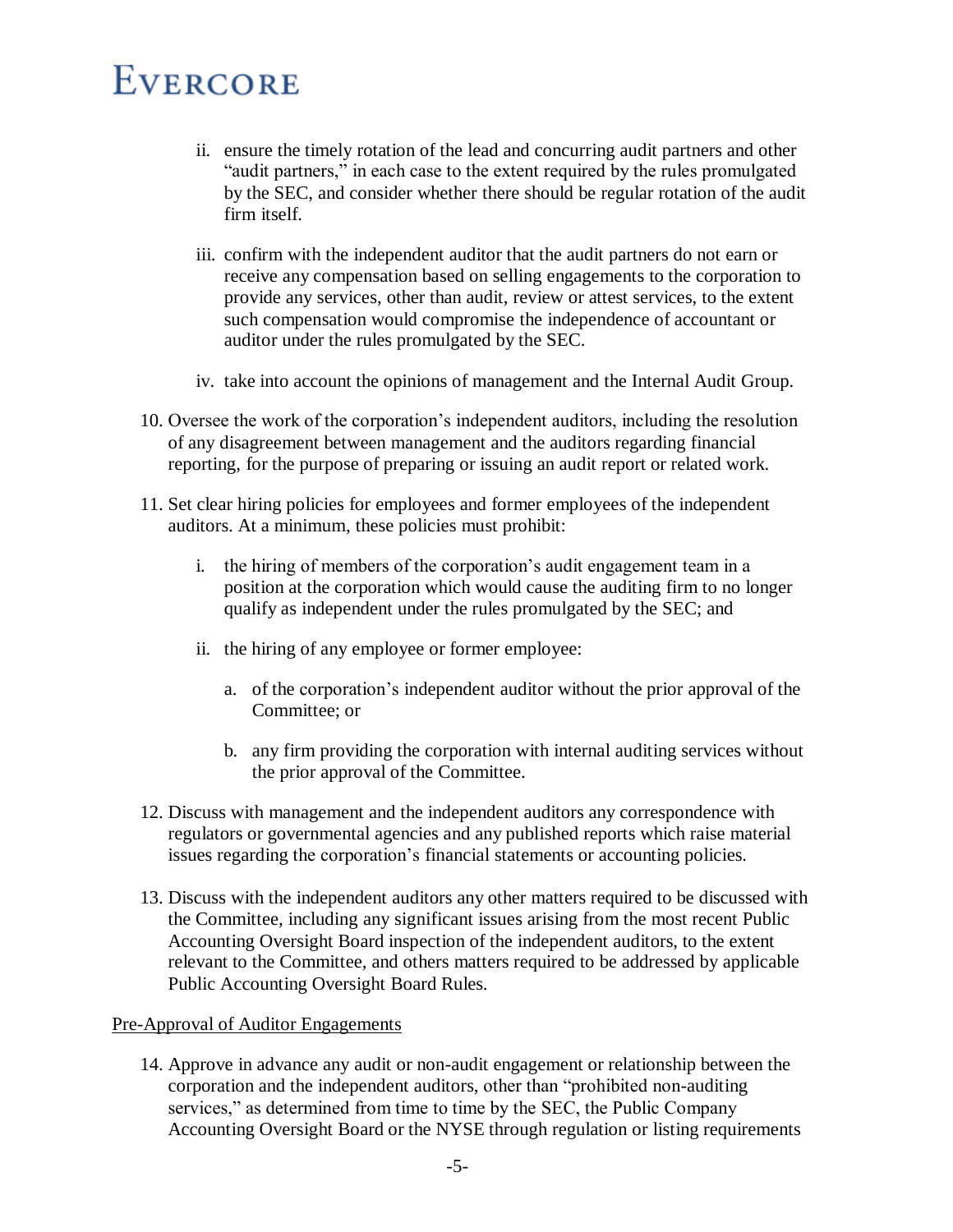ii. ensure the timely rotation of the lead and concurring audit partners and other "audit partners," in each case to the extent required by the rules promulgated by the SEC, and consider whether there should be regular rotation of the audit firm itself.

   iii. confirm with the independent auditor that the audit partners do not earn or receive any compensation based on selling engagements to the corporation to provide any services, other than audit, review or attest services, to the extent such compensation would compromise the independence of accountant or auditor under the rules promulgated by the SEC.

   iv. take into account the opinions of management and the Internal Audit Group.

10. Oversee the work of the corporation's independent auditors, including the resolution of any disagreement between management and the auditors regarding financial reporting, for the purpose of preparing or issuing an audit report or related work.

11. Set clear hiring policies for employees and former employees of the independent auditors. At a minimum, these policies must prohibit:

   i. the hiring of members of the corporation's audit engagement team in a position at the corporation which would cause the auditing firm to no longer qualify as independent under the rules promulgated by the SEC; and

   ii. the hiring of any employee or former employee:

      a. of the corporation's independent auditor without the prior approval of the Committee; or

      b. any firm providing the corporation with internal auditing services without the prior approval of the Committee.

12. Discuss with management and the independent auditors any correspondence with regulators or governmental agencies and any published reports which raise material issues regarding the corporation's financial statements or accounting policies.

13. Discuss with the independent auditors any other matters required to be discussed with the Committee, including any significant issues arising from the most recent Public Accounting Oversight Board inspection of the independent auditors, to the extent relevant to the Committee, and others matters required to be addressed by applicable Public Accounting Oversight Board Rules.

Pre-Approval of Auditor Engagements

14. Approve in advance any audit or non-audit engagement or relationship between the corporation and the independent auditors, other than "prohibited non-auditing services," as determined from time to time by the SEC, the Public Company Accounting Oversight Board or the NYSE through regulation or listing requirements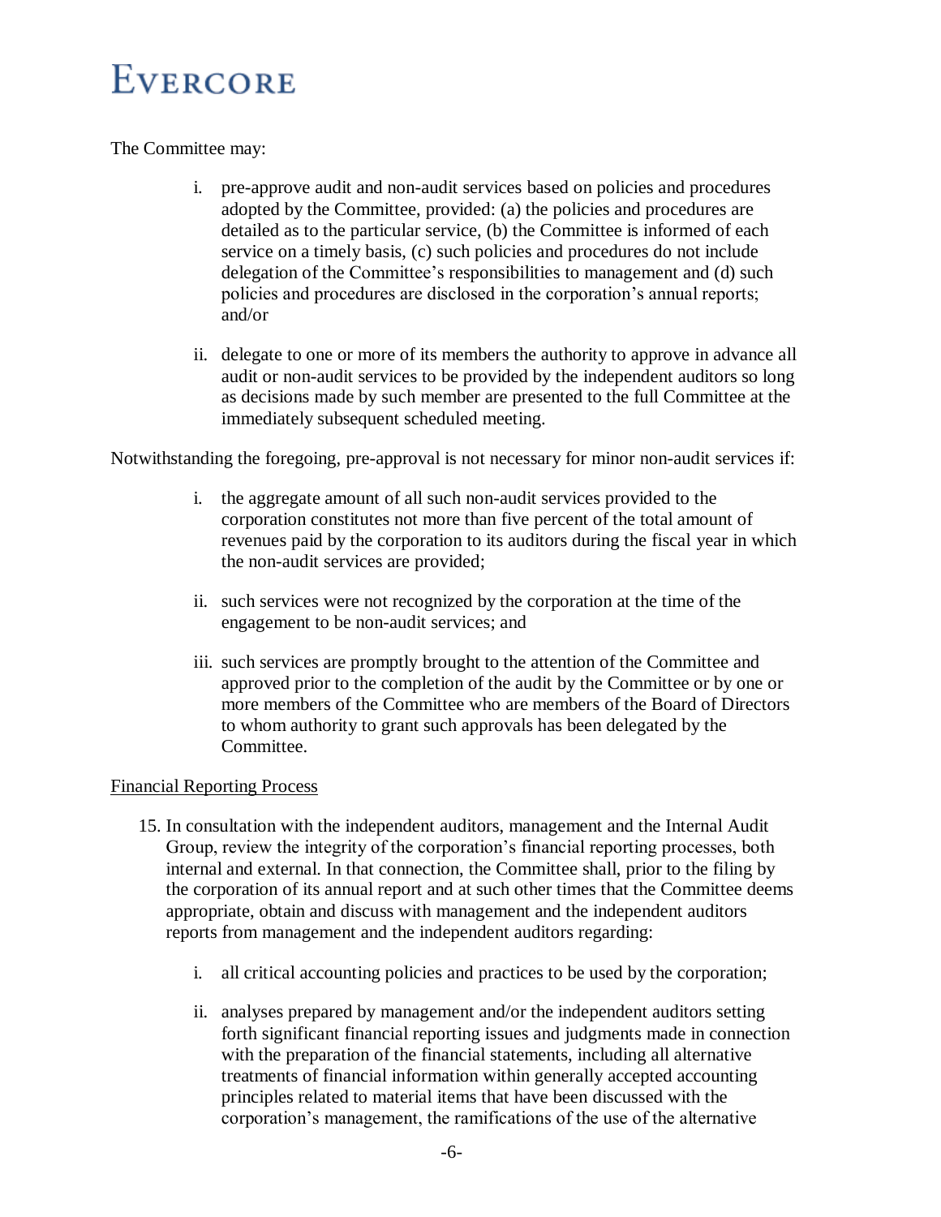The Committee may:

i. pre-approve audit and non-audit services based on policies and procedures adopted by the Committee, provided: (a) the policies and procedures are detailed as to the particular service, (b) the Committee is informed of each service on a timely basis, (c) such policies and procedures do not include delegation of the Committee's responsibilities to management and (d) such policies and procedures are disclosed in the corporation's annual reports; and/or

ii. delegate to one or more of its members the authority to approve in advance all audit or non-audit services to be provided by the independent auditors so long as decisions made by such member are presented to the full Committee at the immediately subsequent scheduled meeting.

Notwithstanding the foregoing, pre-approval is not necessary for minor non-audit services if:

i. the aggregate amount of all such non-audit services provided to the corporation constitutes not more than five percent of the total amount of revenues paid by the corporation to its auditors during the fiscal year in which the non-audit services are provided;

ii. such services were not recognized by the corporation at the time of the engagement to be non-audit services; and

iii. such services are promptly brought to the attention of the Committee and approved prior to the completion of the audit by the Committee or by one or more members of the Committee who are members of the Board of Directors to whom authority to grant such approvals has been delegated by the Committee.

<u>Financial Reporting Process</u>

15. In consultation with the independent auditors, management and the Internal Audit Group, review the integrity of the corporation's financial reporting processes, both internal and external. In that connection, the Committee shall, prior to the filing by the corporation of its annual report and at such other times that the Committee deems appropriate, obtain and discuss with management and the independent auditors reports from management and the independent auditors regarding:

    i. all critical accounting policies and practices to be used by the corporation;

    ii. analyses prepared by management and/or the independent auditors setting forth significant financial reporting issues and judgments made in connection with the preparation of the financial statements, including all alternative treatments of financial information within generally accepted accounting principles related to material items that have been discussed with the corporation's management, the ramifications of the use of the alternative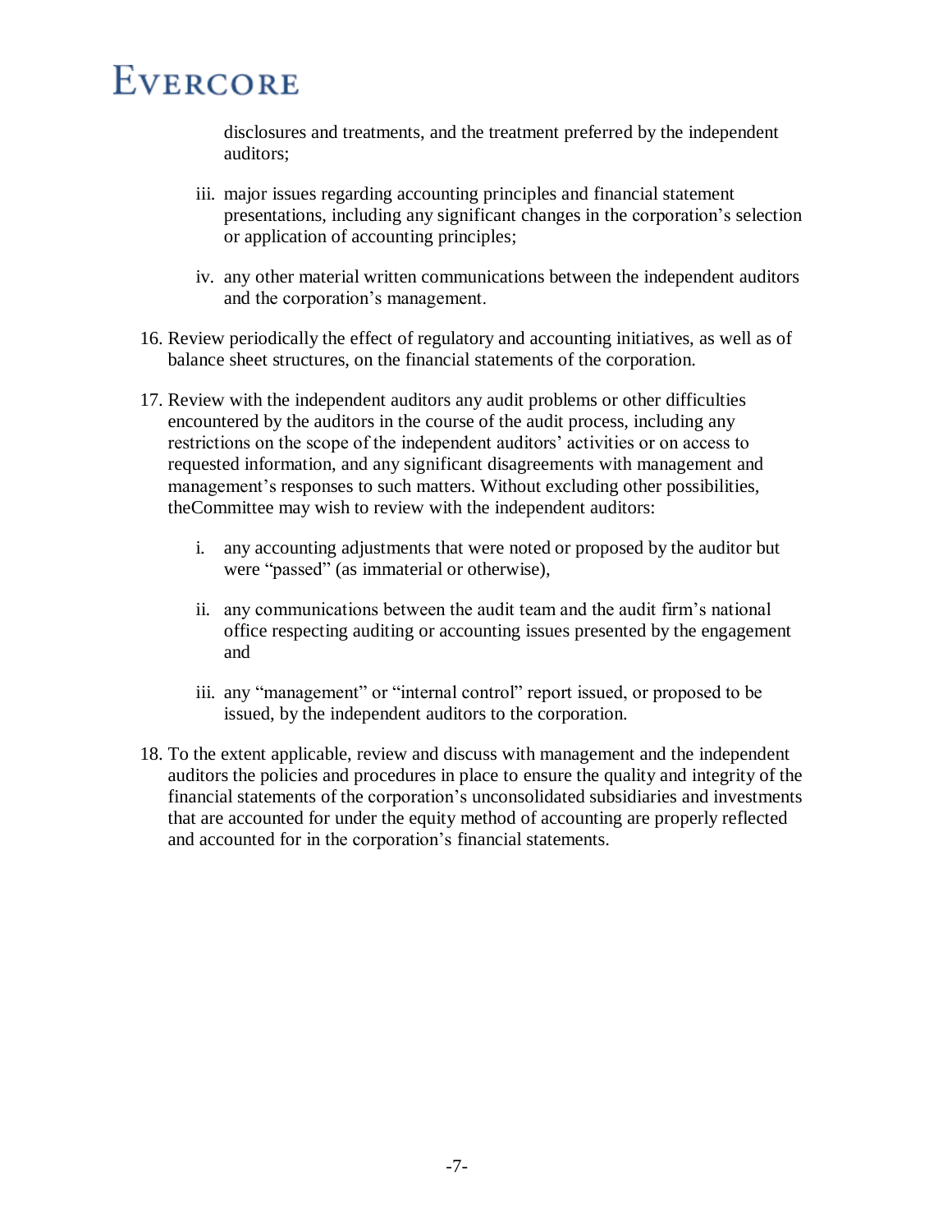disclosures and treatments, and the treatment preferred by the independent auditors;

iii. major issues regarding accounting principles and financial statement presentations, including any significant changes in the corporation's selection or application of accounting principles;

iv. any other material written communications between the independent auditors and the corporation's management.

16. Review periodically the effect of regulatory and accounting initiatives, as well as of balance sheet structures, on the financial statements of the corporation.

17. Review with the independent auditors any audit problems or other difficulties encountered by the auditors in the course of the audit process, including any restrictions on the scope of the independent auditors' activities or on access to requested information, and any significant disagreements with management and management's responses to such matters. Without excluding other possibilities, theCommittee may wish to review with the independent auditors:

    i. any accounting adjustments that were noted or proposed by the auditor but were "passed" (as immaterial or otherwise),

    ii. any communications between the audit team and the audit firm's national office respecting auditing or accounting issues presented by the engagement and

    iii. any "management" or "internal control" report issued, or proposed to be issued, by the independent auditors to the corporation.

18. To the extent applicable, review and discuss with management and the independent auditors the policies and procedures in place to ensure the quality and integrity of the financial statements of the corporation's unconsolidated subsidiaries and investments that are accounted for under the equity method of accounting are properly reflected and accounted for in the corporation's financial statements.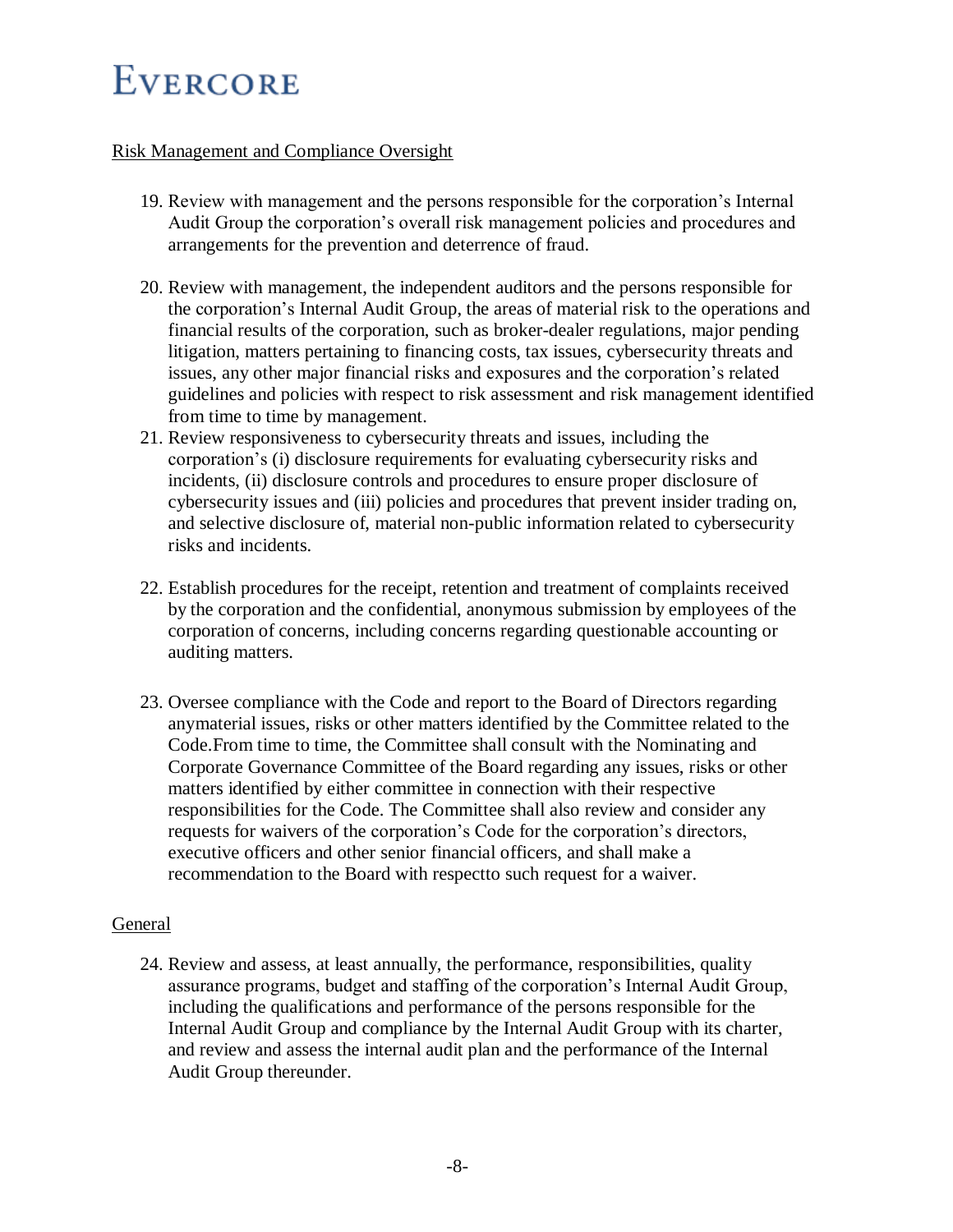Risk Management and Compliance Oversight

19. Review with management and the persons responsible for the corporation's Internal Audit Group the corporation's overall risk management policies and procedures and arrangements for the prevention and deterrence of fraud.

20. Review with management, the independent auditors and the persons responsible for the corporation's Internal Audit Group, the areas of material risk to the operations and financial results of the corporation, such as broker-dealer regulations, major pending litigation, matters pertaining to financing costs, tax issues, cybersecurity threats and issues, any other major financial risks and exposures and the corporation's related guidelines and policies with respect to risk assessment and risk management identified from time to time by management.

21. Review responsiveness to cybersecurity threats and issues, including the corporation's (i) disclosure requirements for evaluating cybersecurity risks and incidents, (ii) disclosure controls and procedures to ensure proper disclosure of cybersecurity issues and (iii) policies and procedures that prevent insider trading on, and selective disclosure of, material non-public information related to cybersecurity risks and incidents.

22. Establish procedures for the receipt, retention and treatment of complaints received by the corporation and the confidential, anonymous submission by employees of the corporation of concerns, including concerns regarding questionable accounting or auditing matters.

23. Oversee compliance with the Code and report to the Board of Directors regarding anymaterial issues, risks or other matters identified by the Committee related to the Code.From time to time, the Committee shall consult with the Nominating and Corporate Governance Committee of the Board regarding any issues, risks or other matters identified by either committee in connection with their respective responsibilities for the Code. The Committee shall also review and consider any requests for waivers of the corporation's Code for the corporation's directors, executive officers and other senior financial officers, and shall make a recommendation to the Board with respectto such request for a waiver.

General

24. Review and assess, at least annually, the performance, responsibilities, quality assurance programs, budget and staffing of the corporation's Internal Audit Group, including the qualifications and performance of the persons responsible for the Internal Audit Group and compliance by the Internal Audit Group with its charter, and review and assess the internal audit plan and the performance of the Internal Audit Group thereunder.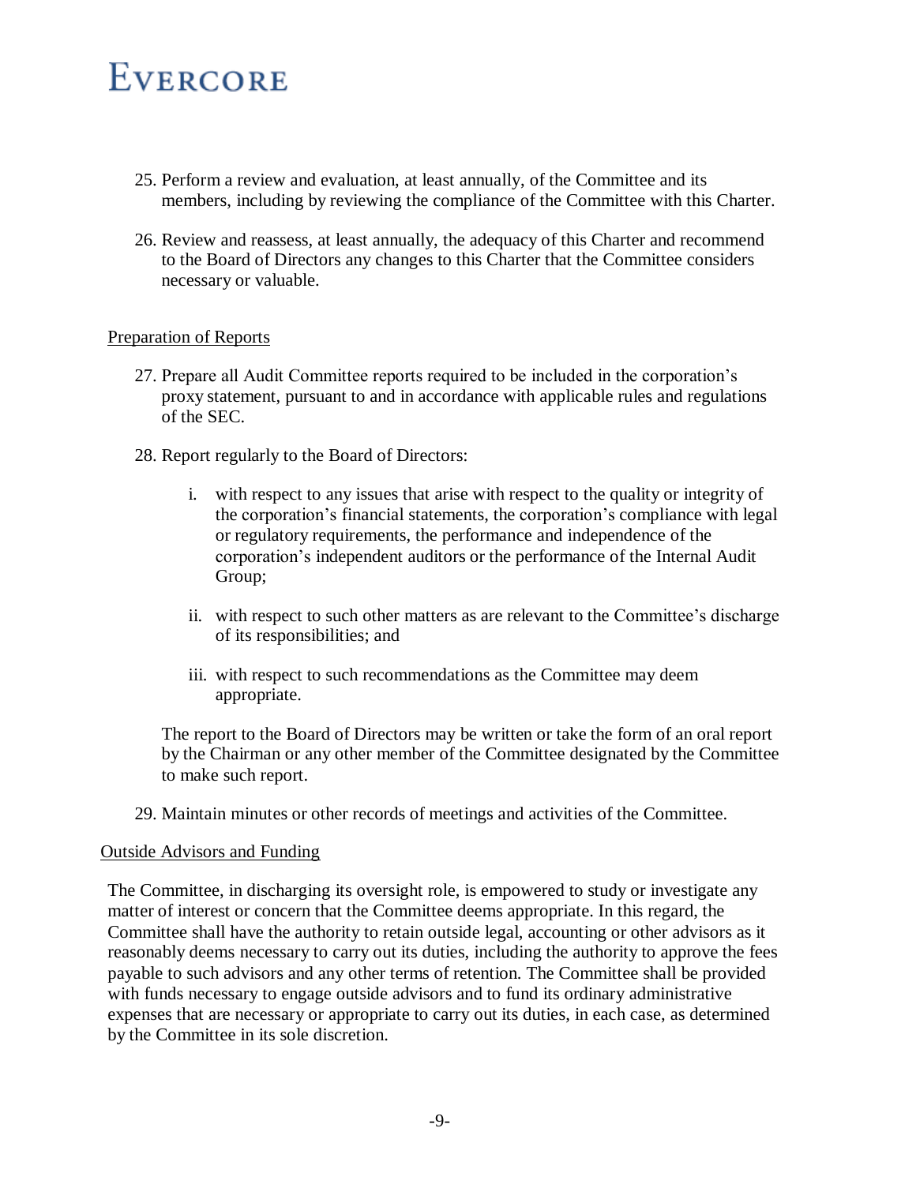25. Perform a review and evaluation, at least annually, of the Committee and its members, including by reviewing the compliance of the Committee with this Charter.

26. Review and reassess, at least annually, the adequacy of this Charter and recommend to the Board of Directors any changes to this Charter that the Committee considers necessary or valuable.

Preparation of Reports

27. Prepare all Audit Committee reports required to be included in the corporation's proxy statement, pursuant to and in accordance with applicable rules and regulations of the SEC.

28. Report regularly to the Board of Directors:

    i. with respect to any issues that arise with respect to the quality or integrity of the corporation's financial statements, the corporation's compliance with legal or regulatory requirements, the performance and independence of the corporation's independent auditors or the performance of the Internal Audit Group;

    ii. with respect to such other matters as are relevant to the Committee's discharge of its responsibilities; and

    iii. with respect to such recommendations as the Committee may deem appropriate.

    The report to the Board of Directors may be written or take the form of an oral report by the Chairman or any other member of the Committee designated by the Committee to make such report.

29. Maintain minutes or other records of meetings and activities of the Committee.

Outside Advisors and Funding

The Committee, in discharging its oversight role, is empowered to study or investigate any matter of interest or concern that the Committee deems appropriate. In this regard, the Committee shall have the authority to retain outside legal, accounting or other advisors as it reasonably deems necessary to carry out its duties, including the authority to approve the fees payable to such advisors and any other terms of retention. The Committee shall be provided with funds necessary to engage outside advisors and to fund its ordinary administrative expenses that are necessary or appropriate to carry out its duties, in each case, as determined by the Committee in its sole discretion.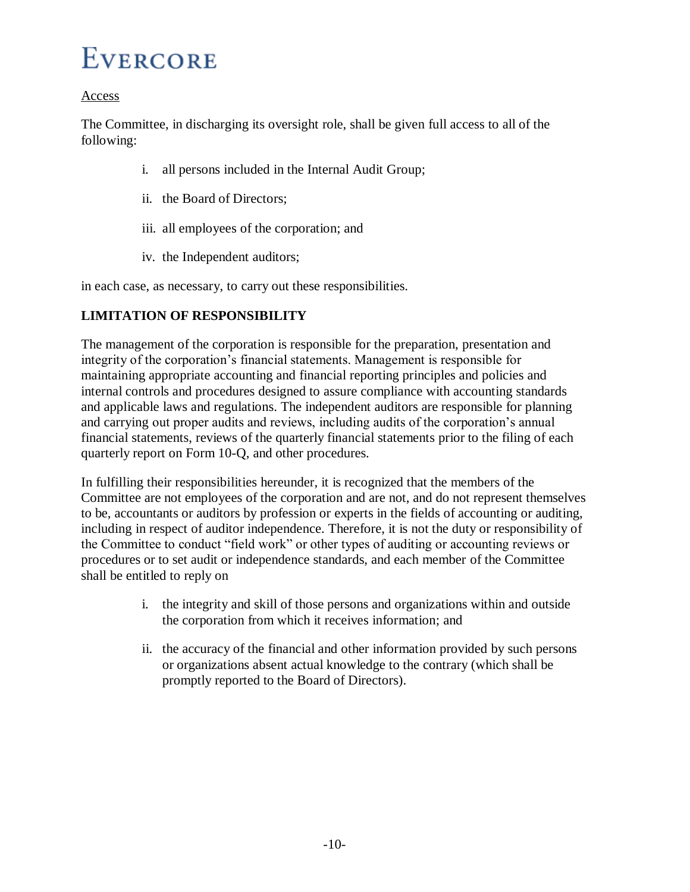Access

The Committee, in discharging its oversight role, shall be given full access to all of the following:

i. all persons included in the Internal Audit Group;

ii. the Board of Directors;

iii. all employees of the corporation; and

iv. the Independent auditors;

in each case, as necessary, to carry out these responsibilities.

**LIMITATION OF RESPONSIBILITY**

The management of the corporation is responsible for the preparation, presentation and integrity of the corporation's financial statements. Management is responsible for maintaining appropriate accounting and financial reporting principles and policies and internal controls and procedures designed to assure compliance with accounting standards and applicable laws and regulations. The independent auditors are responsible for planning and carrying out proper audits and reviews, including audits of the corporation's annual financial statements, reviews of the quarterly financial statements prior to the filing of each quarterly report on Form 10-Q, and other procedures.

In fulfilling their responsibilities hereunder, it is recognized that the members of the Committee are not employees of the corporation and are not, and do not represent themselves to be, accountants or auditors by profession or experts in the fields of accounting or auditing, including in respect of auditor independence. Therefore, it is not the duty or responsibility of the Committee to conduct "field work" or other types of auditing or accounting reviews or procedures or to set audit or independence standards, and each member of the Committee shall be entitled to reply on

i. the integrity and skill of those persons and organizations within and outside the corporation from which it receives information; and

ii. the accuracy of the financial and other information provided by such persons or organizations absent actual knowledge to the contrary (which shall be promptly reported to the Board of Directors).